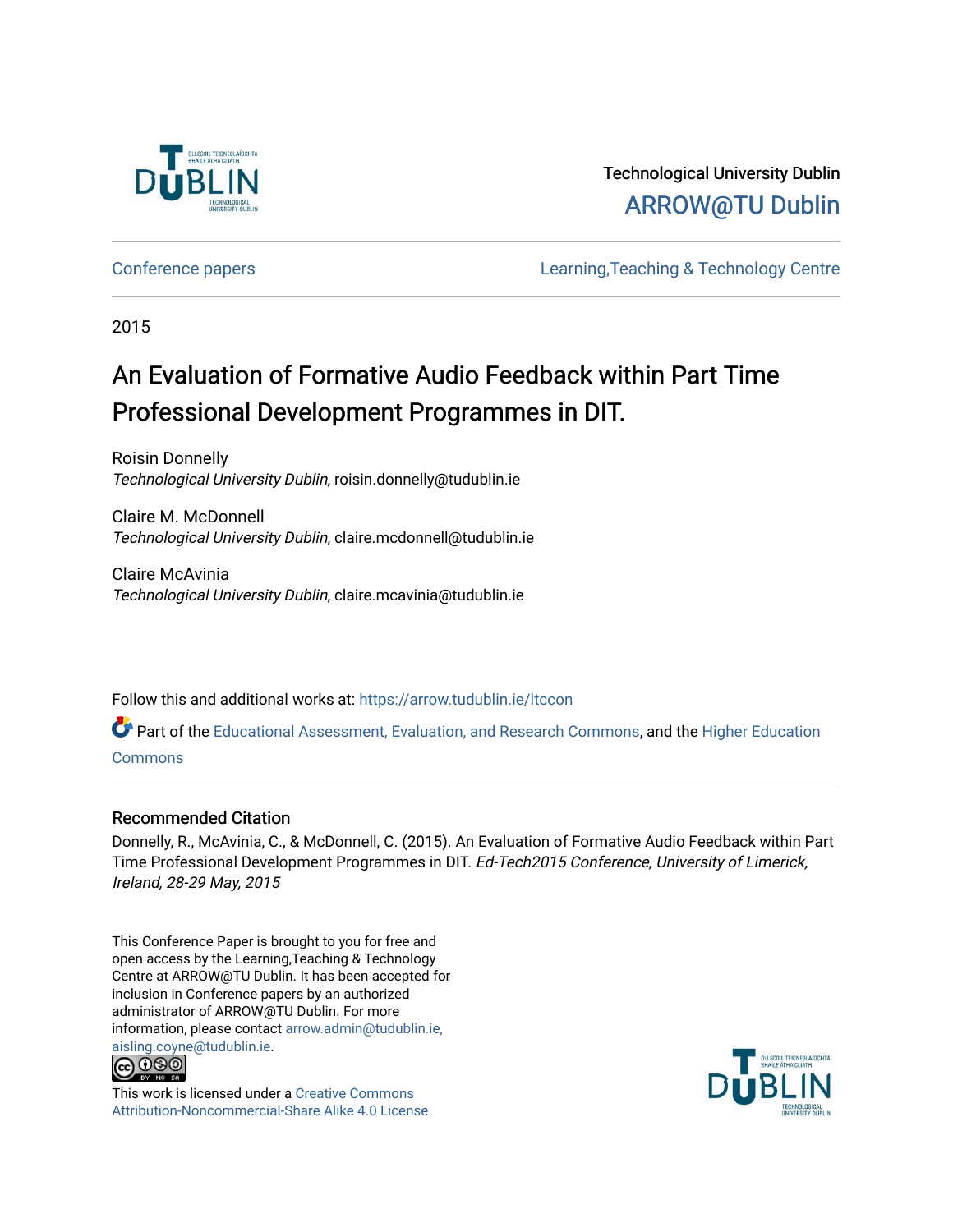Technological University Dublin
ARROW@TU Dublin

Conference papers | Learning,Teaching & Technology Centre

2015

# An Evaluation of Formative Audio Feedback within Part Time Professional Development Programmes in DIT.

Roisin Donnelly
*Technological University Dublin*, roisin.donnelly@tudublin.ie

Claire M. McDonnell
*Technological University Dublin*, claire.mcdonnell@tudublin.ie

Claire McAvinia
*Technological University Dublin*, claire.mcavinia@tudublin.ie

Follow this and additional works at: https://arrow.tudublin.ie/ltccon

Part of the Educational Assessment, Evaluation, and Research Commons, and the Higher Education Commons

## Recommended Citation

Donnelly, R., McAvinia, C., & McDonnell, C. (2015). An Evaluation of Formative Audio Feedback within Part Time Professional Development Programmes in DIT. *Ed-Tech2015 Conference, University of Limerick, Ireland, 28-29 May, 2015*

This Conference Paper is brought to you for free and open access by the Learning,Teaching & Technology Centre at ARROW@TU Dublin. It has been accepted for inclusion in Conference papers by an authorized administrator of ARROW@TU Dublin. For more information, please contact arrow.admin@tudublin.ie, aisling.coyne@tudublin.ie.

This work is licensed under a Creative Commons Attribution-Noncommercial-Share Alike 4.0 License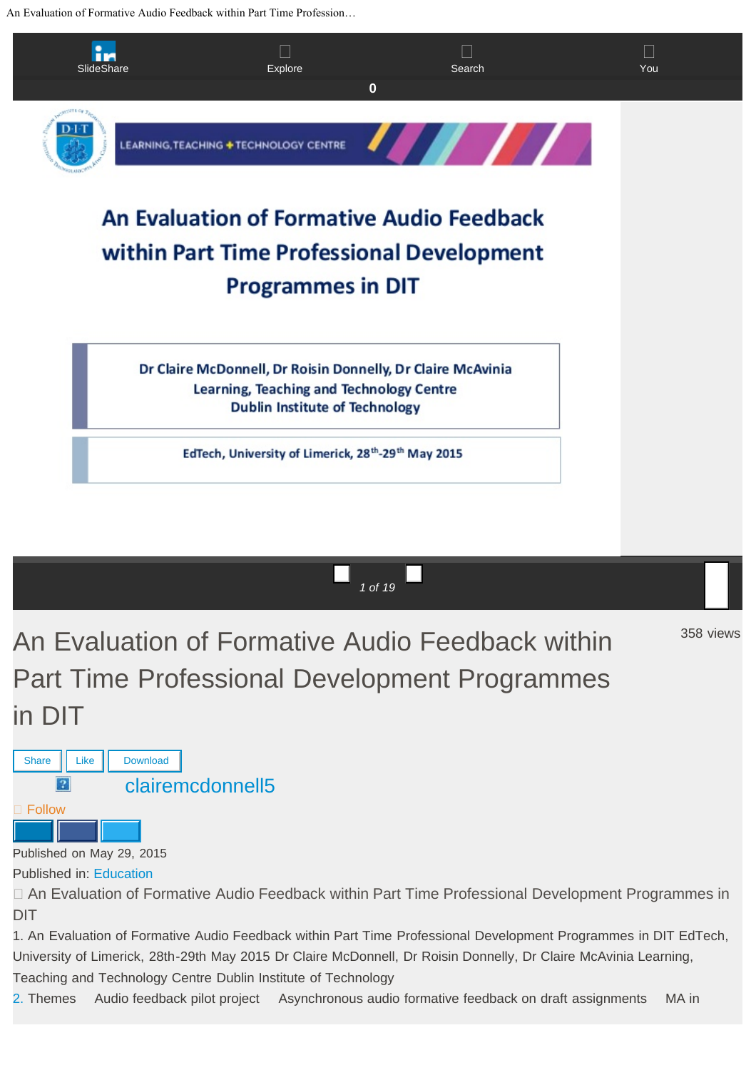# An Evaluation of Formative Audio Feedback within Part Time Professional Development Programmes in DIT

LEARNING, TEACHING + TECHNOLOGY CENTRE

Dr Claire McDonnell, Dr Roisin Donnelly, Dr Claire McAvinia
Learning, Teaching and Technology Centre
Dublin Institute of Technology

EdTech, University of Limerick, 28th-29th May 2015

## An Evaluation of Formative Audio Feedback within Part Time Professional Development Programmes in DIT

358 views

Share | Like | Download

clairemcdonnell5

Follow

Published on May 29, 2015

Published in: Education

An Evaluation of Formative Audio Feedback within Part Time Professional Development Programmes in DIT

1. An Evaluation of Formative Audio Feedback within Part Time Professional Development Programmes in DIT EdTech, University of Limerick, 28th-29th May 2015 Dr Claire McDonnell, Dr Roisin Donnelly, Dr Claire McAvinia Learning, Teaching and Technology Centre Dublin Institute of Technology

2. Themes  Audio feedback pilot project  Asynchronous audio formative feedback on draft assignments  MA in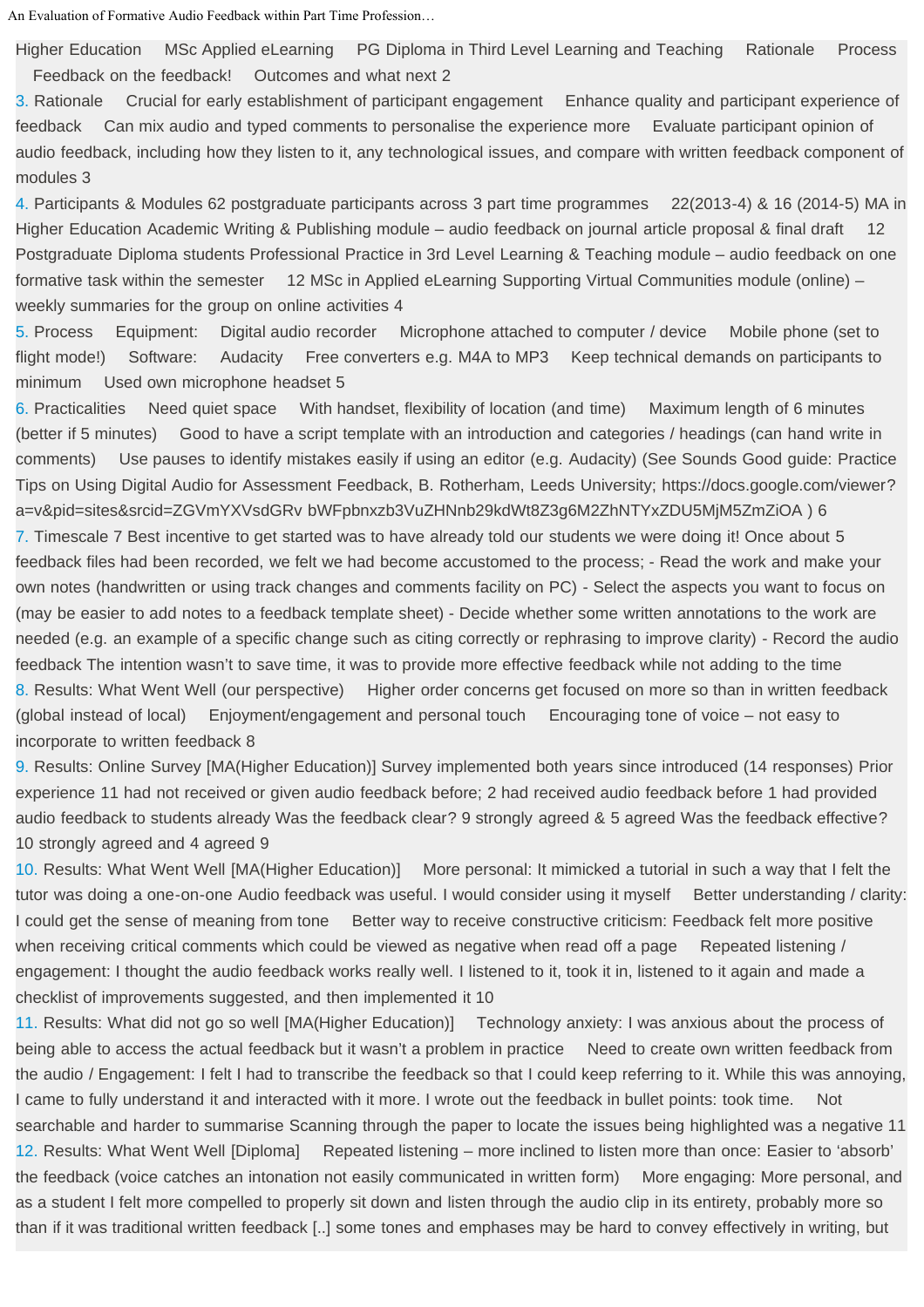Higher Education MSc Applied eLearning PG Diploma in Third Level Learning and Teaching Rationale Process Feedback on the feedback! Outcomes and what next 2

3. Rationale Crucial for early establishment of participant engagement Enhance quality and participant experience of feedback Can mix audio and typed comments to personalise the experience more Evaluate participant opinion of audio feedback, including how they listen to it, any technological issues, and compare with written feedback component of modules 3

4. Participants & Modules 62 postgraduate participants across 3 part time programmes 22(2013-4) & 16 (2014-5) MA in Higher Education Academic Writing & Publishing module – audio feedback on journal article proposal & final draft 12 Postgraduate Diploma students Professional Practice in 3rd Level Learning & Teaching module – audio feedback on one formative task within the semester 12 MSc in Applied eLearning Supporting Virtual Communities module (online) – weekly summaries for the group on online activities 4

5. Process Equipment: Digital audio recorder Microphone attached to computer / device Mobile phone (set to flight mode!) Software: Audacity Free converters e.g. M4A to MP3 Keep technical demands on participants to minimum Used own microphone headset 5

6. Practicalities Need quiet space With handset, flexibility of location (and time) Maximum length of 6 minutes (better if 5 minutes) Good to have a script template with an introduction and categories / headings (can hand write in comments) Use pauses to identify mistakes easily if using an editor (e.g. Audacity) (See Sounds Good guide: Practice Tips on Using Digital Audio for Assessment Feedback, B. Rotherham, Leeds University; https://docs.google.com/viewer?a=v&pid=sites&srcid=ZGVmYXVsdGRv bWFpbnxzb3VuZHNnb29kdWt8Z3g6M2ZhNTYxZDU5MjM5ZmZiOA ) 6

7. Timescale 7 Best incentive to get started was to have already told our students we were doing it! Once about 5 feedback files had been recorded, we felt we had become accustomed to the process; - Read the work and make your own notes (handwritten or using track changes and comments facility on PC) - Select the aspects you want to focus on (may be easier to add notes to a feedback template sheet) - Decide whether some written annotations to the work are needed (e.g. an example of a specific change such as citing correctly or rephrasing to improve clarity) - Record the audio feedback The intention wasn't to save time, it was to provide more effective feedback while not adding to the time

8. Results: What Went Well (our perspective) Higher order concerns get focused on more so than in written feedback (global instead of local) Enjoyment/engagement and personal touch Encouraging tone of voice – not easy to incorporate to written feedback 8

9. Results: Online Survey [MA(Higher Education)] Survey implemented both years since introduced (14 responses) Prior experience 11 had not received or given audio feedback before; 2 had received audio feedback before 1 had provided audio feedback to students already Was the feedback clear? 9 strongly agreed & 5 agreed Was the feedback effective? 10 strongly agreed and 4 agreed 9

10. Results: What Went Well [MA(Higher Education)] More personal: It mimicked a tutorial in such a way that I felt the tutor was doing a one-on-one Audio feedback was useful. I would consider using it myself Better understanding / clarity: I could get the sense of meaning from tone Better way to receive constructive criticism: Feedback felt more positive when receiving critical comments which could be viewed as negative when read off a page Repeated listening / engagement: I thought the audio feedback works really well. I listened to it, took it in, listened to it again and made a checklist of improvements suggested, and then implemented it 10

11. Results: What did not go so well [MA(Higher Education)] Technology anxiety: I was anxious about the process of being able to access the actual feedback but it wasn't a problem in practice Need to create own written feedback from the audio / Engagement: I felt I had to transcribe the feedback so that I could keep referring to it. While this was annoying, I came to fully understand it and interacted with it more. I wrote out the feedback in bullet points: took time. Not searchable and harder to summarise Scanning through the paper to locate the issues being highlighted was a negative 11

12. Results: What Went Well [Diploma] Repeated listening – more inclined to listen more than once: Easier to 'absorb' the feedback (voice catches an intonation not easily communicated in written form) More engaging: More personal, and as a student I felt more compelled to properly sit down and listen through the audio clip in its entirety, probably more so than if it was traditional written feedback [..] some tones and emphases may be hard to convey effectively in writing, but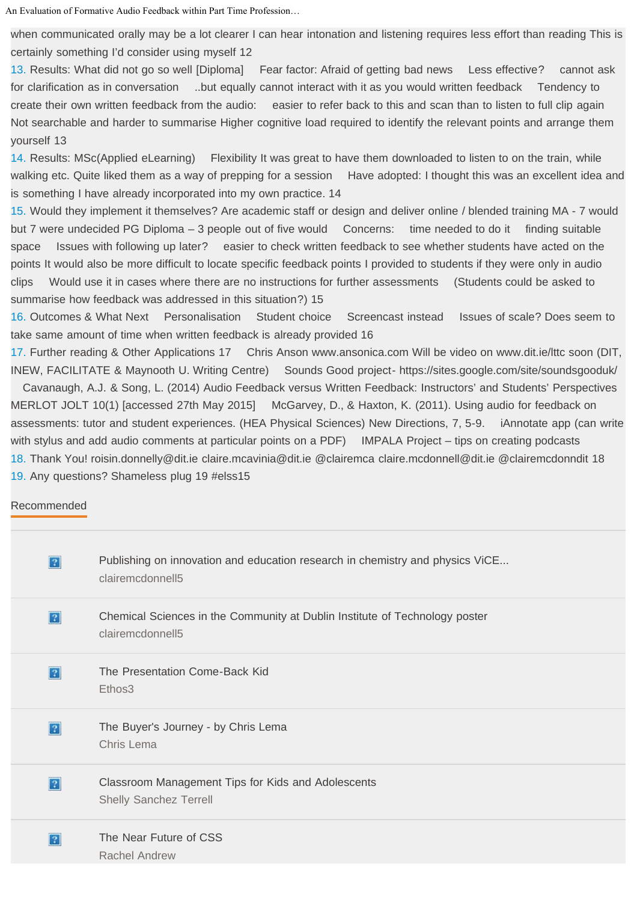when communicated orally may be a lot clearer I can hear intonation and listening requires less effort than reading This is certainly something I'd consider using myself 12

13. Results: What did not go so well [Diploma]  Fear factor: Afraid of getting bad news  Less effective?  cannot ask for clarification as in conversation  ..but equally cannot interact with it as you would written feedback  Tendency to create their own written feedback from the audio:  easier to refer back to this and scan than to listen to full clip again Not searchable and harder to summarise Higher cognitive load required to identify the relevant points and arrange them yourself 13

14. Results: MSc(Applied eLearning)  Flexibility It was great to have them downloaded to listen to on the train, while walking etc. Quite liked them as a way of prepping for a session  Have adopted: I thought this was an excellent idea and is something I have already incorporated into my own practice. 14

15. Would they implement it themselves? Are academic staff or design and deliver online / blended training MA - 7 would but 7 were undecided PG Diploma – 3 people out of five would  Concerns:  time needed to do it  finding suitable space  Issues with following up later?  easier to check written feedback to see whether students have acted on the points It would also be more difficult to locate specific feedback points I provided to students if they were only in audio clips  Would use it in cases where there are no instructions for further assessments  (Students could be asked to summarise how feedback was addressed in this situation?) 15

16. Outcomes & What Next  Personalisation  Student choice  Screencast instead  Issues of scale? Does seem to take same amount of time when written feedback is already provided 16

17. Further reading & Other Applications 17  Chris Anson www.ansonica.com Will be video on www.dit.ie/lttc soon (DIT, INEW, FACILITATE & Maynooth U. Writing Centre)  Sounds Good project- https://sites.google.com/site/soundsgooduk/  Cavanaugh, A.J. & Song, L. (2014) Audio Feedback versus Written Feedback: Instructors' and Students' Perspectives MERLOT JOLT 10(1) [accessed 27th May 2015]  McGarvey, D., & Haxton, K. (2011). Using audio for feedback on assessments: tutor and student experiences. (HEA Physical Sciences) New Directions, 7, 5-9.  iAnnotate app (can write with stylus and add audio comments at particular points on a PDF)  IMPALA Project – tips on creating podcasts

18. Thank You! roisin.donnelly@dit.ie claire.mcavinia@dit.ie @clairemca claire.mcdonnell@dit.ie @clairemcdonndit 18

19. Any questions? Shameless plug 19 #elss15

## Recommended

- Publishing on innovation and education research in chemistry and physics ViCE...
  clairemcdonnell5
- Chemical Sciences in the Community at Dublin Institute of Technology poster
  clairemcdonnell5
- The Presentation Come-Back Kid
  Ethos3
- The Buyer's Journey - by Chris Lema
  Chris Lema
- Classroom Management Tips for Kids and Adolescents
  Shelly Sanchez Terrell
- The Near Future of CSS
  Rachel Andrew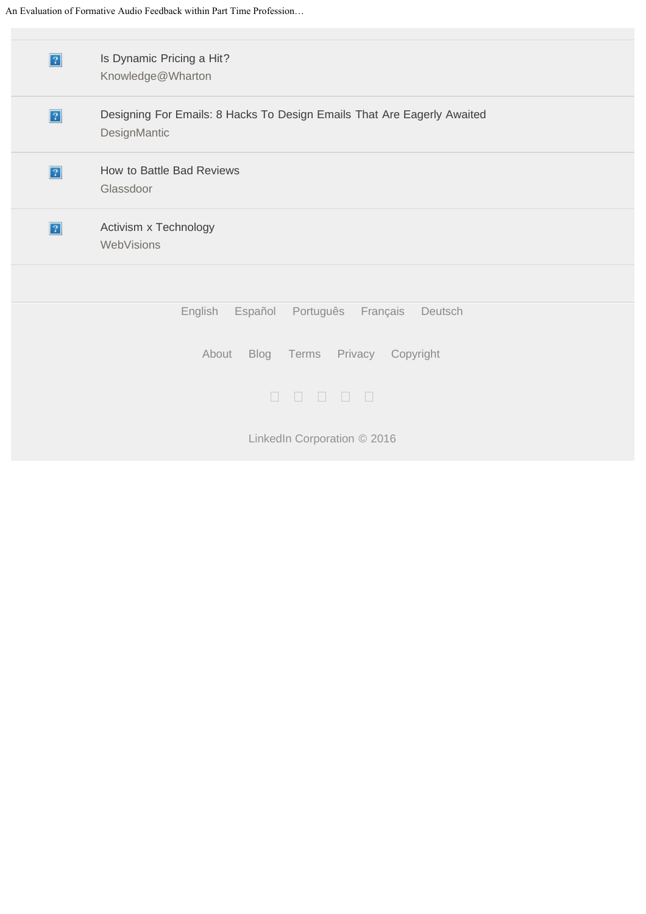Is Dynamic Pricing a Hit?
Knowledge@Wharton

Designing For Emails: 8 Hacks To Design Emails That Are Eagerly Awaited
DesignMantic

How to Battle Bad Reviews
Glassdoor

Activism x Technology
WebVisions

English Español Português Français Deutsch

About Blog Terms Privacy Copyright

LinkedIn Corporation © 2016